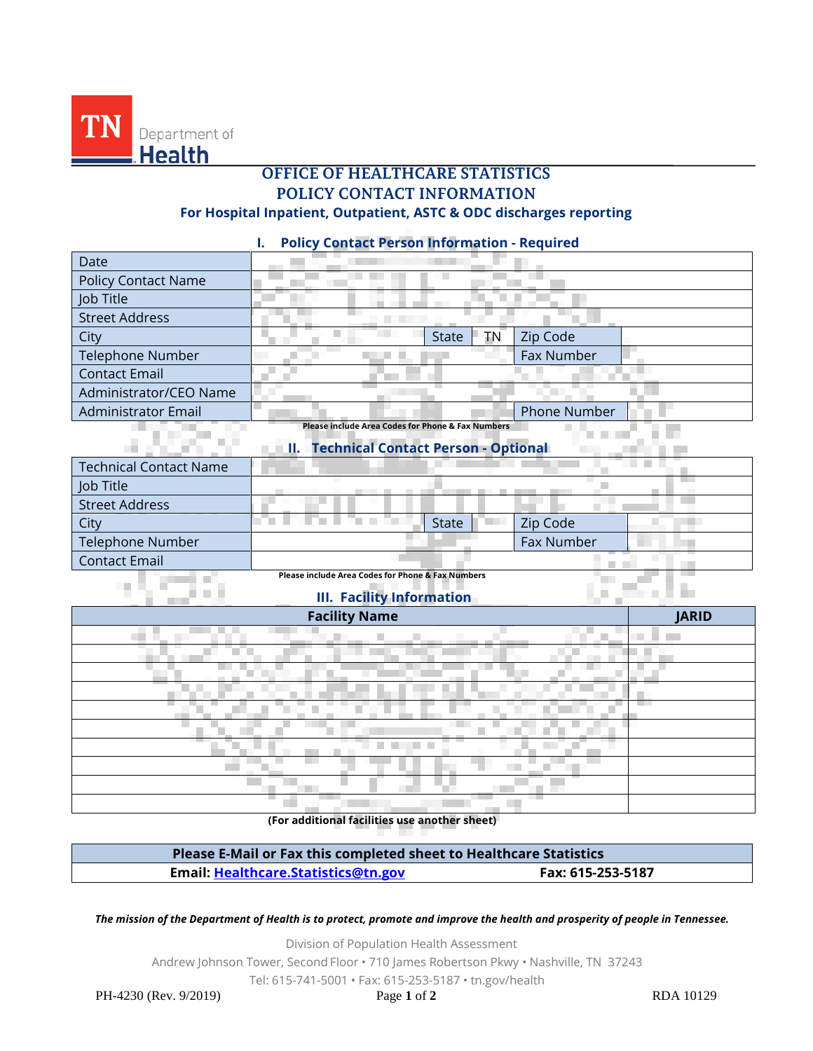TN Department of Health

# OFFICE OF HEALTHCARE STATISTICS
# POLICY CONTACT INFORMATION

### For Hospital Inpatient, Outpatient, ASTC & ODC discharges reporting

## I. Policy Contact Person Information - Required

| | | | | | |
|---|---|---|---|---|---|
| Date | | | | | |
| Policy Contact Name | | | | | |
| Job Title | | | | | |
| Street Address | | | | | |
| City | | State | TN | Zip Code | |
| Telephone Number | | | | Fax Number | |
| Contact Email | | | | | |
| Administrator/CEO Name | | | | | |
| Administrator Email | | | | Phone Number | |

**Please include Area Codes for Phone & Fax Numbers**

## II. Technical Contact Person - Optional

| | | | | | |
|---|---|---|---|---|---|
| Technical Contact Name | | | | | |
| Job Title | | | | | |
| Street Address | | | | | |
| City | | State | | Zip Code | |
| Telephone Number | | | | Fax Number | |
| Contact Email | | | | | |

**Please include Area Codes for Phone & Fax Numbers**

## III. Facility Information

| Facility Name | JARID |
|---|---|
| | |
| | |
| | |
| | |
| | |
| | |
| | |
| | |
| | |
| | |

**(For additional facilities use another sheet)**

| Please E-Mail or Fax this completed sheet to Healthcare Statistics | |
|---|---|
| **Email: Healthcare.Statistics@tn.gov** | **Fax: 615-253-5187** |

***The mission of the Department of Health is to protect, promote and improve the health and prosperity of people in Tennessee.***

Division of Population Health Assessment
Andrew Johnson Tower, Second Floor • 710 James Robertson Pkwy • Nashville, TN 37243
Tel: 615-741-5001 • Fax: 615-253-5187 • tn.gov/health

PH-4230 (Rev. 9/2019) RDA 10129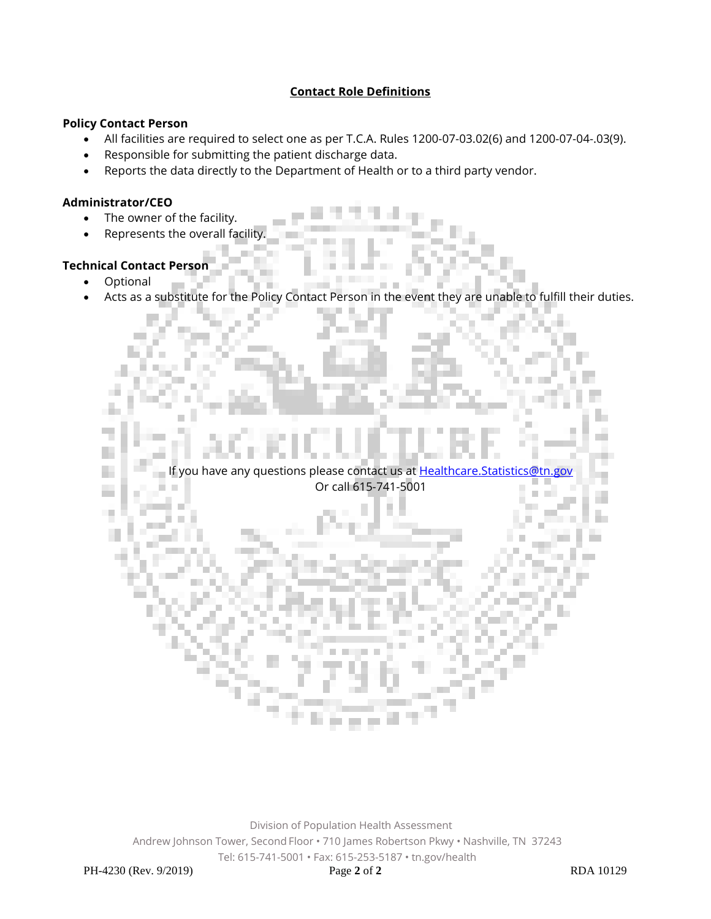## Contact Role Definitions

**Policy Contact Person**

- All facilities are required to select one as per T.C.A. Rules 1200-07-03.02(6) and 1200-07-04-.03(9).
- Responsible for submitting the patient discharge data.
- Reports the data directly to the Department of Health or to a third party vendor.

**Administrator/CEO**

- The owner of the facility.
- Represents the overall facility.

**Technical Contact Person**

- Optional
- Acts as a substitute for the Policy Contact Person in the event they are unable to fulfill their duties.

If you have any questions please contact us at Healthcare.Statistics@tn.gov
Or call 615-741-5001

Division of Population Health Assessment
Andrew Johnson Tower, Second Floor • 710 James Robertson Pkwy • Nashville, TN 37243
Tel: 615-741-5001 • Fax: 615-253-5187 • tn.gov/health

PH-4230 (Rev. 9/2019) RDA 10129